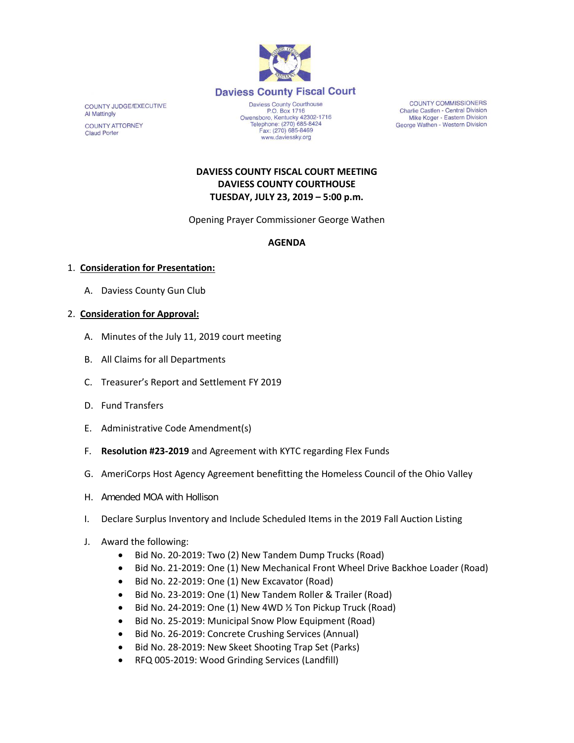# Daviess County Fiscal Court

COUNTY JUDGE/EXECUTIVE
Al Mattingly

COUNTY ATTORNEY
Claud Porter

Daviess County Courthouse
P.O. Box 1716
Owensboro, Kentucky 42302-1716
Telephone: (270) 685-8424
Fax: (270) 685-8469
www.daviessky.org

COUNTY COMMISSIONERS
Charlie Castlen - Central Division
Mike Koger - Eastern Division
George Wathen - Western Division

**DAVIESS COUNTY FISCAL COURT MEETING**
**DAVIESS COUNTY COURTHOUSE**
**TUESDAY, JULY 23, 2019 – 5:00 p.m.**

Opening Prayer Commissioner George Wathen

**AGENDA**

1. **Consideration for Presentation:**

   A. Daviess County Gun Club

2. **Consideration for Approval:**

   A. Minutes of the July 11, 2019 court meeting

   B. All Claims for all Departments

   C. Treasurer's Report and Settlement FY 2019

   D. Fund Transfers

   E. Administrative Code Amendment(s)

   F. **Resolution #23-2019** and Agreement with KYTC regarding Flex Funds

   G. AmeriCorps Host Agency Agreement benefitting the Homeless Council of the Ohio Valley

   H. Amended MOA with Hollison

   I. Declare Surplus Inventory and Include Scheduled Items in the 2019 Fall Auction Listing

   J. Award the following:
      - Bid No. 20-2019: Two (2) New Tandem Dump Trucks (Road)
      - Bid No. 21-2019: One (1) New Mechanical Front Wheel Drive Backhoe Loader (Road)
      - Bid No. 22-2019: One (1) New Excavator (Road)
      - Bid No. 23-2019: One (1) New Tandem Roller & Trailer (Road)
      - Bid No. 24-2019: One (1) New 4WD ½ Ton Pickup Truck (Road)
      - Bid No. 25-2019: Municipal Snow Plow Equipment (Road)
      - Bid No. 26-2019: Concrete Crushing Services (Annual)
      - Bid No. 28-2019: New Skeet Shooting Trap Set (Parks)
      - RFQ 005-2019: Wood Grinding Services (Landfill)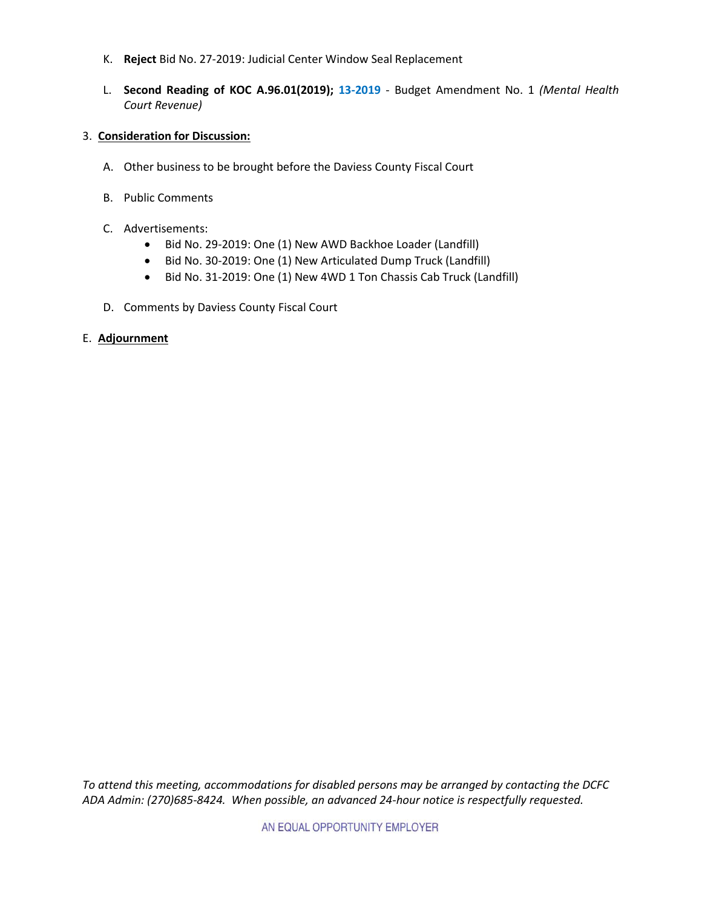K. **Reject** Bid No. 27-2019: Judicial Center Window Seal Replacement

L. **Second Reading of KOC A.96.01(2019); 13-2019** - Budget Amendment No. 1 *(Mental Health Court Revenue)*

3. **Consideration for Discussion:**

   A. Other business to be brought before the Daviess County Fiscal Court

   B. Public Comments

   C. Advertisements:
      - Bid No. 29-2019: One (1) New AWD Backhoe Loader (Landfill)
      - Bid No. 30-2019: One (1) New Articulated Dump Truck (Landfill)
      - Bid No. 31-2019: One (1) New 4WD 1 Ton Chassis Cab Truck (Landfill)

   D. Comments by Daviess County Fiscal Court

E. **Adjournment**

*To attend this meeting, accommodations for disabled persons may be arranged by contacting the DCFC ADA Admin: (270)685-8424. When possible, an advanced 24-hour notice is respectfully requested.*

AN EQUAL OPPORTUNITY EMPLOYER